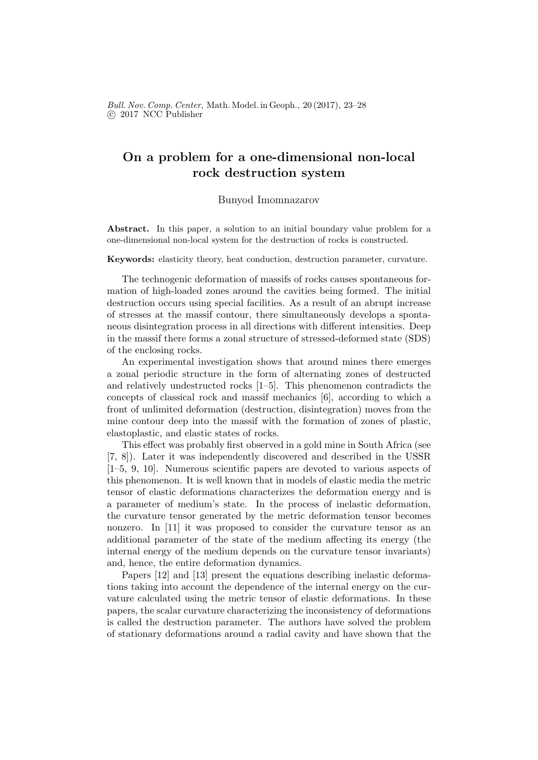# On a problem for a one-dimensional non-local rock destruction system

Bunyod Imomnazarov

**Abstract.** In this paper, a solution to an initial boundary value problem for a one-dimensional non-local system for the destruction of rocks is constructed.

**Keywords:** elasticity theory, heat conduction, destruction parameter, curvature.

The technogenic deformation of massifs of rocks causes spontaneous formation of high-loaded zones around the cavities being formed. The initial destruction occurs using special facilities. As a result of an abrupt increase of stresses at the massif contour, there simultaneously develops a spontaneous disintegration process in all directions with different intensities. Deep in the massif there forms a zonal structure of stressed-deformed state (SDS) of the enclosing rocks.

An experimental investigation shows that around mines there emerges a zonal periodic structure in the form of alternating zones of destructed and relatively undestructed rocks [1–5]. This phenomenon contradicts the concepts of classical rock and massif mechanics [6], according to which a front of unlimited deformation (destruction, disintegration) moves from the mine contour deep into the massif with the formation of zones of plastic, elastoplastic, and elastic states of rocks.

This effect was probably first observed in a gold mine in South Africa (see [7, 8]). Later it was independently discovered and described in the USSR [1–5, 9, 10]. Numerous scientific papers are devoted to various aspects of this phenomenon. It is well known that in models of elastic media the metric tensor of elastic deformations characterizes the deformation energy and is a parameter of medium's state. In the process of inelastic deformation, the curvature tensor generated by the metric deformation tensor becomes nonzero. In [11] it was proposed to consider the curvature tensor as an additional parameter of the state of the medium affecting its energy (the internal energy of the medium depends on the curvature tensor invariants) and, hence, the entire deformation dynamics.

Papers [12] and [13] present the equations describing inelastic deformations taking into account the dependence of the internal energy on the curvature calculated using the metric tensor of elastic deformations. In these papers, the scalar curvature characterizing the inconsistency of deformations is called the destruction parameter. The authors have solved the problem of stationary deformations around a radial cavity and have shown that the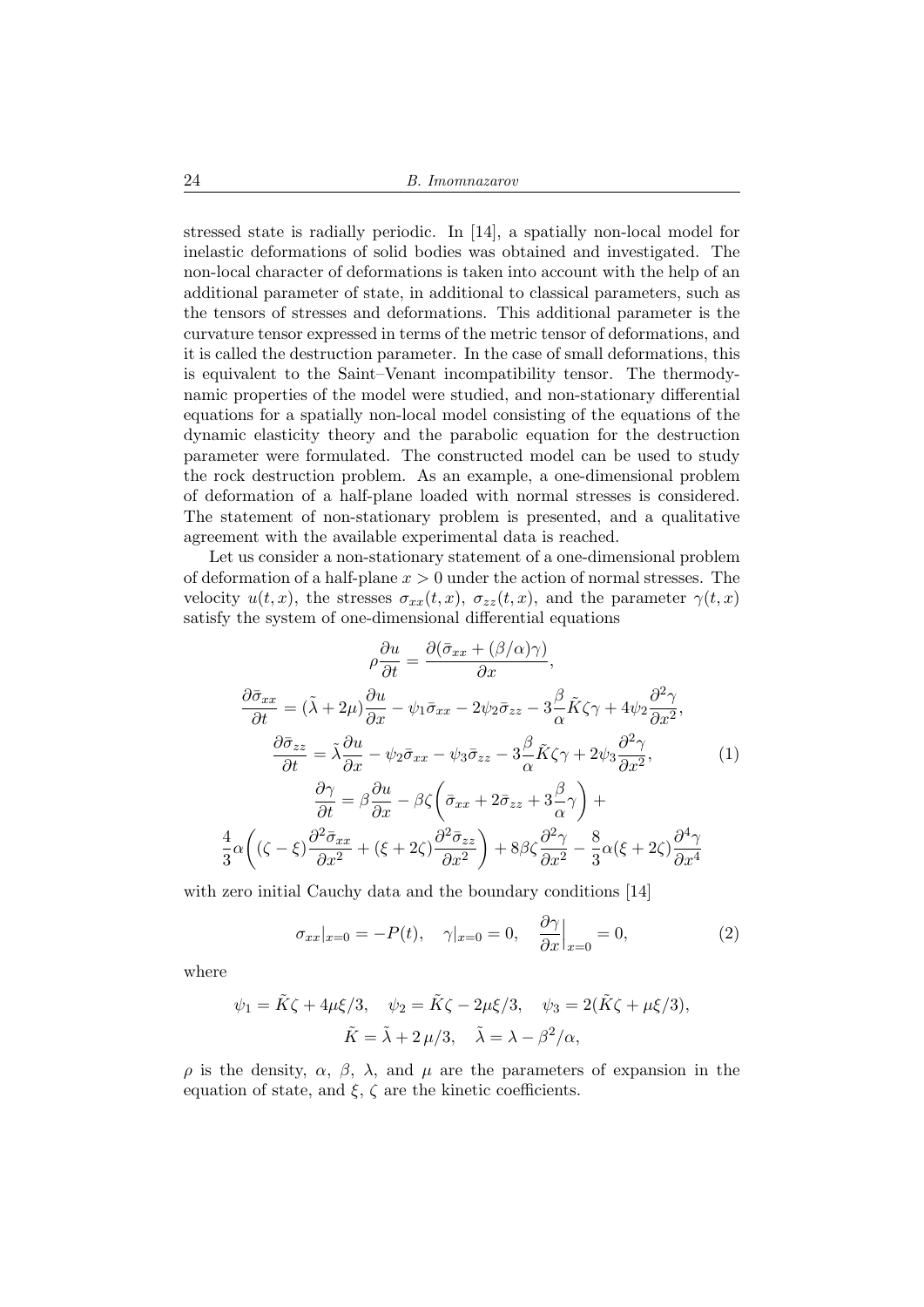stressed state is radially periodic. In [14], a spatially non-local model for inelastic deformations of solid bodies was obtained and investigated. The non-local character of deformations is taken into account with the help of an additional parameter of state, in additional to classical parameters, such as the tensors of stresses and deformations. This additional parameter is the curvature tensor expressed in terms of the metric tensor of deformations, and it is called the destruction parameter. In the case of small deformations, this is equivalent to the Saint–Venant incompatibility tensor. The thermodynamic properties of the model were studied, and non-stationary differential equations for a spatially non-local model consisting of the equations of the dynamic elasticity theory and the parabolic equation for the destruction parameter were formulated. The constructed model can be used to study the rock destruction problem. As an example, a one-dimensional problem of deformation of a half-plane loaded with normal stresses is considered. The statement of non-stationary problem is presented, and a qualitative agreement with the available experimental data is reached.

Let us consider a non-stationary statement of a one-dimensional problem of deformation of a half-plane $x > 0$ under the action of normal stresses. The velocity $u(t, x)$, the stresses $\sigma_{xx}(t, x)$, $\sigma_{zz}(t, x)$, and the parameter $\gamma(t, x)$ satisfy the system of one-dimensional differential equations

$$
\begin{gathered}
\rho \frac{\partial u}{\partial t} = \frac{\partial(\bar{\sigma}_{xx} + (\beta/\alpha)\gamma)}{\partial x}, \\
\frac{\partial \bar{\sigma}_{xx}}{\partial t} = (\tilde{\lambda} + 2\mu)\frac{\partial u}{\partial x} - \psi_1 \bar{\sigma}_{xx} - 2\psi_2 \bar{\sigma}_{zz} - 3\frac{\beta}{\alpha}\tilde{K}\zeta\gamma + 4\psi_2 \frac{\partial^2 \gamma}{\partial x^2}, \\
\frac{\partial \bar{\sigma}_{zz}}{\partial t} = \tilde{\lambda}\frac{\partial u}{\partial x} - \psi_2 \bar{\sigma}_{xx} - \psi_3 \bar{\sigma}_{zz} - 3\frac{\beta}{\alpha}\tilde{K}\zeta\gamma + 2\psi_3 \frac{\partial^2 \gamma}{\partial x^2}, \\
\frac{\partial \gamma}{\partial t} = \beta \frac{\partial u}{\partial x} - \beta\zeta\left(\bar{\sigma}_{xx} + 2\bar{\sigma}_{zz} + 3\frac{\beta}{\alpha}\gamma\right) + \\
\frac{4}{3}\alpha\left((\zeta - \xi)\frac{\partial^2 \bar{\sigma}_{xx}}{\partial x^2} + (\xi + 2\zeta)\frac{\partial^2 \bar{\sigma}_{zz}}{\partial x^2}\right) + 8\beta\zeta\frac{\partial^2 \gamma}{\partial x^2} - \frac{8}{3}\alpha(\xi + 2\zeta)\frac{\partial^4 \gamma}{\partial x^4}
\end{gathered}
\tag{1}
$$

with zero initial Cauchy data and the boundary conditions [14]

$$
\sigma_{xx}|_{x=0} = -P(t), \quad \gamma|_{x=0} = 0, \quad \frac{\partial \gamma}{\partial x}\Big|_{x=0} = 0, \tag{2}
$$

where

$$
\begin{gathered}
\psi_1 = \tilde{K}\zeta + 4\mu\xi/3, \quad \psi_2 = \tilde{K}\zeta - 2\mu\xi/3, \quad \psi_3 = 2(\tilde{K}\zeta + \mu\xi/3), \\
\tilde{K} = \tilde{\lambda} + 2\,\mu/3, \quad \tilde{\lambda} = \lambda - \beta^2/\alpha,
\end{gathered}
$$

$\rho$ is the density, $\alpha$, $\beta$, $\lambda$, and $\mu$ are the parameters of expansion in the equation of state, and $\xi$, $\zeta$ are the kinetic coefficients.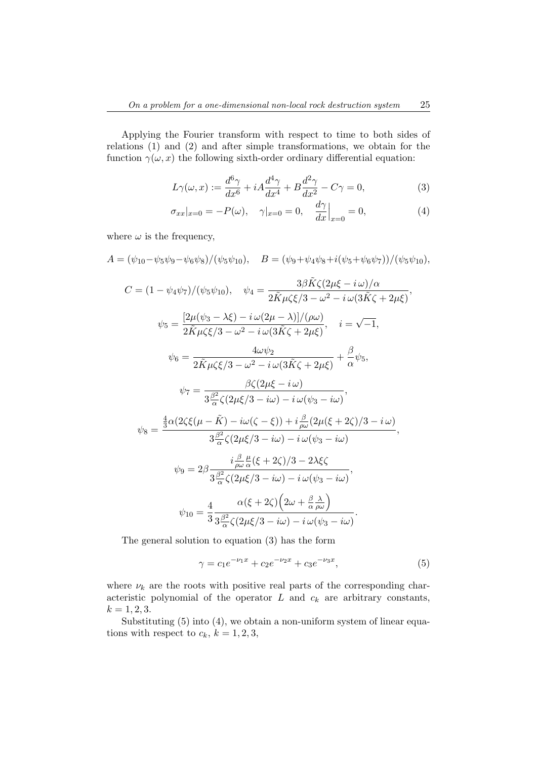Applying the Fourier transform with respect to time to both sides of relations (1) and (2) and after simple transformations, we obtain for the function $\gamma(\omega, x)$ the following sixth-order ordinary differential equation:

$$L\gamma(\omega, x) := \frac{d^6\gamma}{dx^6} + iA\frac{d^4\gamma}{dx^4} + B\frac{d^2\gamma}{dx^2} - C\gamma = 0, \tag{3}$$

$$\sigma_{xx}|_{x=0} = -P(\omega), \quad \gamma|_{x=0} = 0, \quad \frac{d\gamma}{dx}\Big|_{x=0} = 0, \tag{4}$$

where $\omega$ is the frequency,

$$A = (\psi_{10} - \psi_5\psi_9 - \psi_6\psi_8)/(\psi_5\psi_{10}), \quad B = (\psi_9 + \psi_4\psi_8 + i(\psi_5 + \psi_6\psi_7))/(\psi_5\psi_{10}),$$

$$C = (1 - \psi_4\psi_7)/(\psi_5\psi_{10}), \quad \psi_4 = \frac{3\beta\tilde{K}\zeta(2\mu\xi - i\,\omega)/\alpha}{2\tilde{K}\mu\zeta\xi/3 - \omega^2 - i\,\omega(3\tilde{K}\zeta + 2\mu\xi)},$$

$$\psi_5 = \frac{[2\mu(\psi_3 - \lambda\xi) - i\,\omega(2\mu - \lambda)]/(\rho\omega)}{2\tilde{K}\mu\zeta\xi/3 - \omega^2 - i\,\omega(3\tilde{K}\zeta + 2\mu\xi)}, \quad i = \sqrt{-1},$$

$$\psi_6 = \frac{4\omega\psi_2}{2\tilde{K}\mu\zeta\xi/3 - \omega^2 - i\,\omega(3\tilde{K}\zeta + 2\mu\xi)} + \frac{\beta}{\alpha}\psi_5,$$

$$\psi_7 = \frac{\beta\zeta(2\mu\xi - i\,\omega)}{3\frac{\beta^2}{\alpha}\zeta(2\mu\xi/3 - i\omega) - i\,\omega(\psi_3 - i\omega)},$$

$$\psi_8 = \frac{\frac{4}{3}\alpha(2\zeta\xi(\mu - \tilde{K}) - i\omega(\zeta - \xi)) + i\frac{\beta}{\rho\omega}(2\mu(\xi + 2\zeta)/3 - i\,\omega)}{3\frac{\beta^2}{\alpha}\zeta(2\mu\xi/3 - i\omega) - i\,\omega(\psi_3 - i\omega)},$$

$$\psi_9 = 2\beta\frac{i\frac{\beta}{\rho\omega}\frac{\mu}{\alpha}(\xi + 2\zeta)/3 - 2\lambda\xi\zeta}{3\frac{\beta^2}{\alpha}\zeta(2\mu\xi/3 - i\omega) - i\,\omega(\psi_3 - i\omega)},$$

$$\psi_{10} = \frac{4}{3}\frac{\alpha(\xi + 2\zeta)\Big(2\omega + \frac{\beta}{\alpha}\frac{\lambda}{\rho\omega}\Big)}{3\frac{\beta^2}{\alpha}\zeta(2\mu\xi/3 - i\omega) - i\,\omega(\psi_3 - i\omega)}.$$

The general solution to equation (3) has the form

$$\gamma = c_1 e^{-\nu_1 x} + c_2 e^{-\nu_2 x} + c_3 e^{-\nu_3 x}, \tag{5}$$

where $\nu_k$ are the roots with positive real parts of the corresponding characteristic polynomial of the operator $L$ and $c_k$ are arbitrary constants, $k = 1, 2, 3$.

Substituting (5) into (4), we obtain a non-uniform system of linear equations with respect to $c_k$, $k = 1, 2, 3$,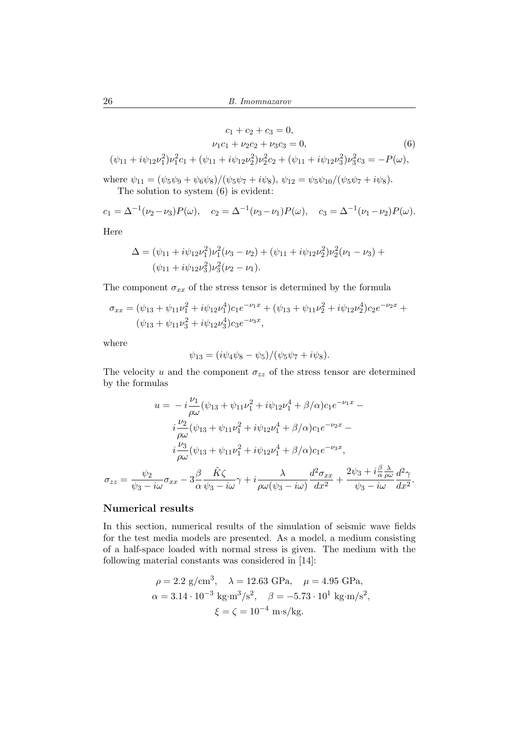$$
\begin{gathered}
c_1 + c_2 + c_3 = 0, \\
\nu_1 c_1 + \nu_2 c_2 + \nu_3 c_3 = 0, \\
(\psi_{11} + i\psi_{12}\nu_1^2)\nu_1^2 c_1 + (\psi_{11} + i\psi_{12}\nu_2^2)\nu_2^2 c_2 + (\psi_{11} + i\psi_{12}\nu_3^2)\nu_3^2 c_3 = -P(\omega),
\end{gathered} \tag{6}
$$

where $\psi_{11} = (\psi_5\psi_9 + \psi_6\psi_8)/(\psi_5\psi_7 + i\psi_8)$, $\psi_{12} = \psi_5\psi_{10}/(\psi_5\psi_7 + i\psi_8)$.

The solution to system (6) is evident:

$$
c_1 = \Delta^{-1}(\nu_2 - \nu_3)P(\omega), \quad c_2 = \Delta^{-1}(\nu_3 - \nu_1)P(\omega), \quad c_3 = \Delta^{-1}(\nu_1 - \nu_2)P(\omega).
$$

Here

$$
\begin{aligned}
\Delta = {} & (\psi_{11} + i\psi_{12}\nu_1^2)\nu_1^2(\nu_3 - \nu_2) + (\psi_{11} + i\psi_{12}\nu_2^2)\nu_2^2(\nu_1 - \nu_3) + \\
& (\psi_{11} + i\psi_{12}\nu_3^2)\nu_3^2(\nu_2 - \nu_1).
\end{aligned}
$$

The component $\sigma_{xx}$ of the stress tensor is determined by the formula

$$
\begin{aligned}
\sigma_{xx} = {} & (\psi_{13} + \psi_{11}\nu_1^2 + i\psi_{12}\nu_1^4)c_1 e^{-\nu_1 x} + (\psi_{13} + \psi_{11}\nu_2^2 + i\psi_{12}\nu_2^4)c_2 e^{-\nu_2 x} + \\
& (\psi_{13} + \psi_{11}\nu_3^2 + i\psi_{12}\nu_3^4)c_3 e^{-\nu_3 x},
\end{aligned}
$$

where

$$
\psi_{13} = (i\psi_4\psi_8 - \psi_5)/(\psi_5\psi_7 + i\psi_8).
$$

The velocity $u$ and the component $\sigma_{zz}$ of the stress tensor are determined by the formulas

$$
\begin{aligned}
u = & -i\frac{\nu_1}{\rho\omega}(\psi_{13} + \psi_{11}\nu_1^2 + i\psi_{12}\nu_1^4 + \beta/\alpha)c_1 e^{-\nu_1 x} - \\
& i\frac{\nu_2}{\rho\omega}(\psi_{13} + \psi_{11}\nu_1^2 + i\psi_{12}\nu_1^4 + \beta/\alpha)c_1 e^{-\nu_2 x} - \\
& i\frac{\nu_3}{\rho\omega}(\psi_{13} + \psi_{11}\nu_1^2 + i\psi_{12}\nu_1^4 + \beta/\alpha)c_1 e^{-\nu_3 x},
\end{aligned}
$$

$$
\sigma_{zz} = \frac{\psi_2}{\psi_3 - i\omega}\sigma_{xx} - 3\frac{\beta}{\alpha}\frac{\tilde{K}\zeta}{\psi_3 - i\omega}\gamma + i\frac{\lambda}{\rho\omega(\psi_3 - i\omega)}\frac{d^2\sigma_{xx}}{dx^2} + \frac{2\psi_3 + i\frac{\beta}{\alpha}\frac{\lambda}{\rho\omega}}{\psi_3 - i\omega}\frac{d^2\gamma}{dx^2}.
$$

## Numerical results

In this section, numerical results of the simulation of seismic wave fields for the test media models are presented. As a model, a medium consisting of a half-space loaded with normal stress is given. The medium with the following material constants was considered in [14]:

$$
\begin{gathered}
\rho = 2.2 \text{ g/cm}^3, \quad \lambda = 12.63 \text{ GPa}, \quad \mu = 4.95 \text{ GPa}, \\
\alpha = 3.14 \cdot 10^{-3} \text{ kg}\cdot\text{m}^3/\text{s}^2, \quad \beta = -5.73 \cdot 10^1 \text{ kg}\cdot\text{m/s}^2, \\
\xi = \zeta = 10^{-4} \text{ m}\cdot\text{s/kg}.
\end{gathered}
$$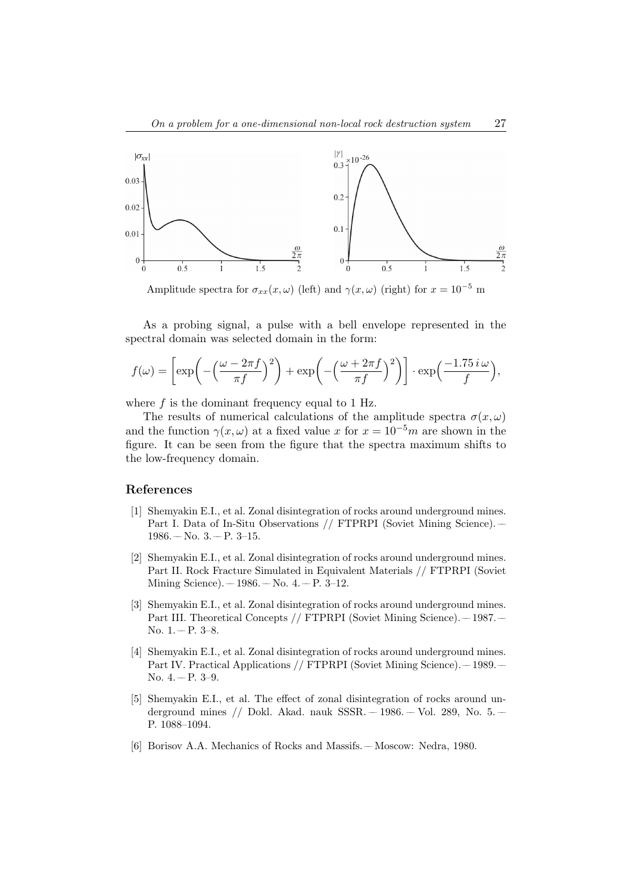Amplitude spectra for $\sigma_{xx}(x, \omega)$ (left) and $\gamma(x, \omega)$ (right) for $x = 10^{-5}$ m

As a probing signal, a pulse with a bell envelope represented in the spectral domain was selected domain in the form:

$$f(\omega) = \left[\exp\left(-\left(\frac{\omega - 2\pi f}{\pi f}\right)^2\right) + \exp\left(-\left(\frac{\omega + 2\pi f}{\pi f}\right)^2\right)\right] \cdot \exp\left(\frac{-1.75\, i\, \omega}{f}\right),$$

where $f$ is the dominant frequency equal to 1 Hz.

The results of numerical calculations of the amplitude spectra $\sigma(x, \omega)$ and the function $\gamma(x, \omega)$ at a fixed value $x$ for $x = 10^{-5} m$ are shown in the figure. It can be seen from the figure that the spectra maximum shifts to the low-frequency domain.

## References

[1] Shemyakin E.I., et al. Zonal disintegration of rocks around underground mines. Part I. Data of In-Situ Observations // FTPRPI (Soviet Mining Science). — 1986. — No. 3. — P. 3–15.

[2] Shemyakin E.I., et al. Zonal disintegration of rocks around underground mines. Part II. Rock Fracture Simulated in Equivalent Materials // FTPRPI (Soviet Mining Science). — 1986. — No. 4. — P. 3–12.

[3] Shemyakin E.I., et al. Zonal disintegration of rocks around underground mines. Part III. Theoretical Concepts // FTPRPI (Soviet Mining Science). — 1987. — No. 1. — P. 3–8.

[4] Shemyakin E.I., et al. Zonal disintegration of rocks around underground mines. Part IV. Practical Applications // FTPRPI (Soviet Mining Science). — 1989. — No. 4. — P. 3–9.

[5] Shemyakin E.I., et al. The effect of zonal disintegration of rocks around underground mines // Dokl. Akad. nauk SSSR. — 1986. — Vol. 289, No. 5. — P. 1088–1094.

[6] Borisov A.A. Mechanics of Rocks and Massifs. — Moscow: Nedra, 1980.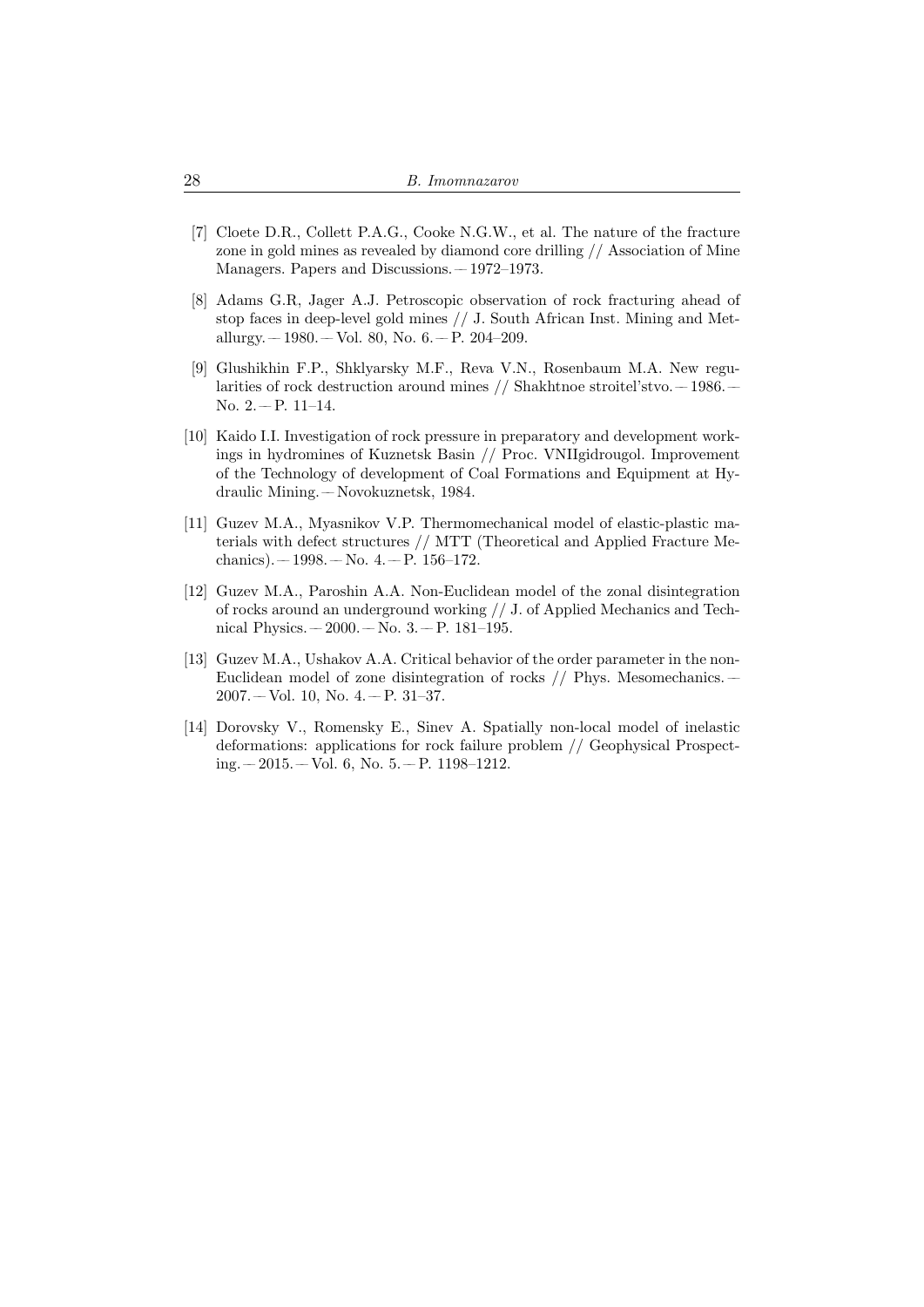[7] Cloete D.R., Collett P.A.G., Cooke N.G.W., et al. The nature of the fracture zone in gold mines as revealed by diamond core drilling // Association of Mine Managers. Papers and Discussions. — 1972–1973.

[8] Adams G.R, Jager A.J. Petroscopic observation of rock fracturing ahead of stop faces in deep-level gold mines // J. South African Inst. Mining and Metallurgy. — 1980. — Vol. 80, No. 6. — P. 204–209.

[9] Glushikhin F.P., Shklyarsky M.F., Reva V.N., Rosenbaum M.A. New regularities of rock destruction around mines // Shakhtnoe stroitel'stvo. — 1986. — No. 2. — P. 11–14.

[10] Kaido I.I. Investigation of rock pressure in preparatory and development workings in hydromines of Kuznetsk Basin // Proc. VNIIgidrougol. Improvement of the Technology of development of Coal Formations and Equipment at Hydraulic Mining. — Novokuznetsk, 1984.

[11] Guzev M.A., Myasnikov V.P. Thermomechanical model of elastic-plastic materials with defect structures // MTT (Theoretical and Applied Fracture Mechanics). — 1998. — No. 4. — P. 156–172.

[12] Guzev M.A., Paroshin A.A. Non-Euclidean model of the zonal disintegration of rocks around an underground working // J. of Applied Mechanics and Technical Physics. — 2000. — No. 3. — P. 181–195.

[13] Guzev M.A., Ushakov A.A. Critical behavior of the order parameter in the non-Euclidean model of zone disintegration of rocks // Phys. Mesomechanics. — 2007. — Vol. 10, No. 4. — P. 31–37.

[14] Dorovsky V., Romensky E., Sinev A. Spatially non-local model of inelastic deformations: applications for rock failure problem // Geophysical Prospecting. — 2015. — Vol. 6, No. 5. — P. 1198–1212.